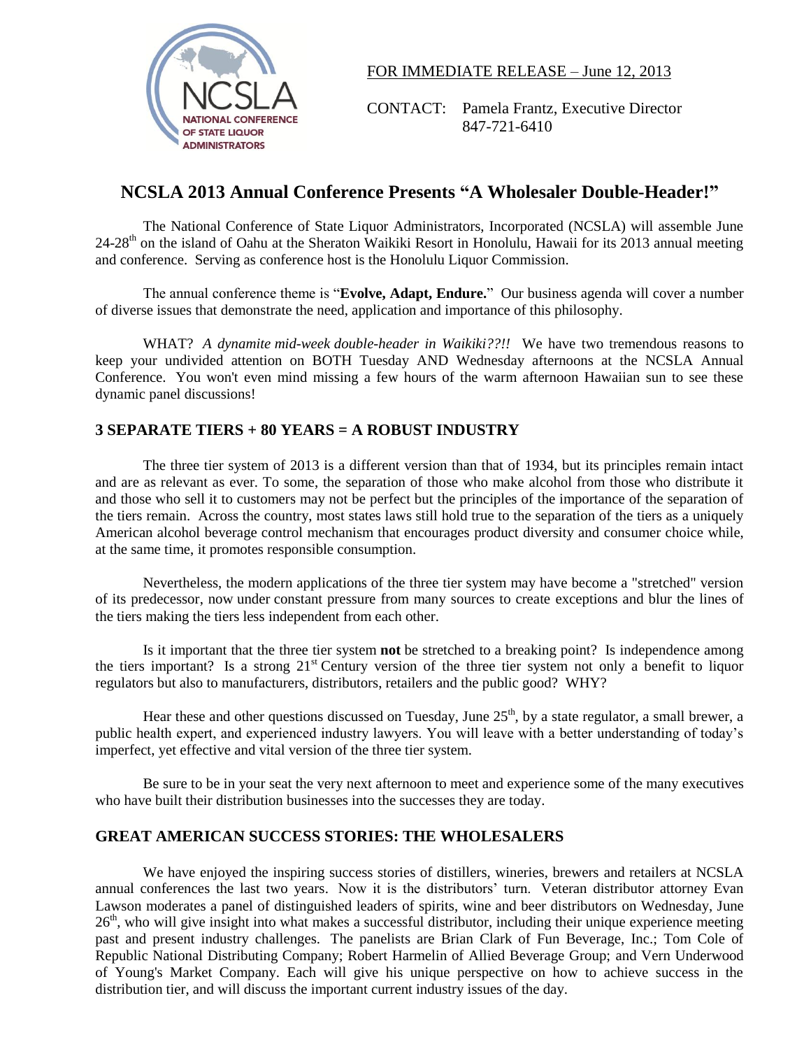NCSLA
NATIONAL CONFERENCE OF STATE LIQUOR ADMINISTRATORS

FOR IMMEDIATE RELEASE – June 12, 2013

CONTACT: Pamela Frantz, Executive Director
847-721-6410

# NCSLA 2013 Annual Conference Presents "A Wholesaler Double-Header!"

The National Conference of State Liquor Administrators, Incorporated (NCSLA) will assemble June 24-28th on the island of Oahu at the Sheraton Waikiki Resort in Honolulu, Hawaii for its 2013 annual meeting and conference. Serving as conference host is the Honolulu Liquor Commission.

The annual conference theme is "**Evolve, Adapt, Endure.**" Our business agenda will cover a number of diverse issues that demonstrate the need, application and importance of this philosophy.

WHAT? *A dynamite mid-week double-header in Waikiki??!!* We have two tremendous reasons to keep your undivided attention on BOTH Tuesday AND Wednesday afternoons at the NCSLA Annual Conference. You won't even mind missing a few hours of the warm afternoon Hawaiian sun to see these dynamic panel discussions!

## 3 SEPARATE TIERS + 80 YEARS = A ROBUST INDUSTRY

The three tier system of 2013 is a different version than that of 1934, but its principles remain intact and are as relevant as ever. To some, the separation of those who make alcohol from those who distribute it and those who sell it to customers may not be perfect but the principles of the importance of the separation of the tiers remain. Across the country, most states laws still hold true to the separation of the tiers as a uniquely American alcohol beverage control mechanism that encourages product diversity and consumer choice while, at the same time, it promotes responsible consumption.

Nevertheless, the modern applications of the three tier system may have become a "stretched" version of its predecessor, now under constant pressure from many sources to create exceptions and blur the lines of the tiers making the tiers less independent from each other.

Is it important that the three tier system **not** be stretched to a breaking point? Is independence among the tiers important? Is a strong 21st Century version of the three tier system not only a benefit to liquor regulators but also to manufacturers, distributors, retailers and the public good? WHY?

Hear these and other questions discussed on Tuesday, June 25th, by a state regulator, a small brewer, a public health expert, and experienced industry lawyers. You will leave with a better understanding of today's imperfect, yet effective and vital version of the three tier system.

Be sure to be in your seat the very next afternoon to meet and experience some of the many executives who have built their distribution businesses into the successes they are today.

## GREAT AMERICAN SUCCESS STORIES: THE WHOLESALERS

We have enjoyed the inspiring success stories of distillers, wineries, brewers and retailers at NCSLA annual conferences the last two years. Now it is the distributors' turn. Veteran distributor attorney Evan Lawson moderates a panel of distinguished leaders of spirits, wine and beer distributors on Wednesday, June 26th, who will give insight into what makes a successful distributor, including their unique experience meeting past and present industry challenges. The panelists are Brian Clark of Fun Beverage, Inc.; Tom Cole of Republic National Distributing Company; Robert Harmelin of Allied Beverage Group; and Vern Underwood of Young's Market Company. Each will give his unique perspective on how to achieve success in the distribution tier, and will discuss the important current industry issues of the day.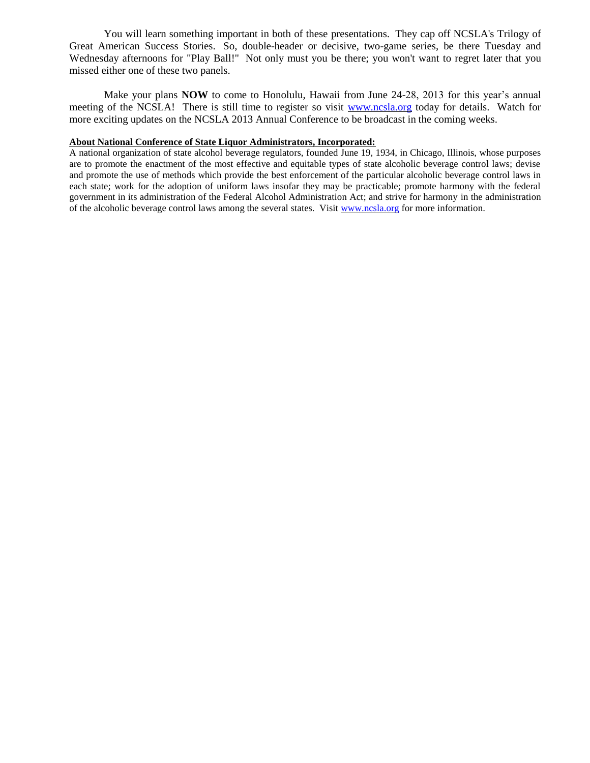You will learn something important in both of these presentations. They cap off NCSLA's Trilogy of Great American Success Stories. So, double-header or decisive, two-game series, be there Tuesday and Wednesday afternoons for "Play Ball!" Not only must you be there; you won't want to regret later that you missed either one of these two panels.

Make your plans **NOW** to come to Honolulu, Hawaii from June 24-28, 2013 for this year's annual meeting of the NCSLA! There is still time to register so visit www.ncsla.org today for details. Watch for more exciting updates on the NCSLA 2013 Annual Conference to be broadcast in the coming weeks.

**About National Conference of State Liquor Administrators, Incorporated:**

A national organization of state alcohol beverage regulators, founded June 19, 1934, in Chicago, Illinois, whose purposes are to promote the enactment of the most effective and equitable types of state alcoholic beverage control laws; devise and promote the use of methods which provide the best enforcement of the particular alcoholic beverage control laws in each state; work for the adoption of uniform laws insofar they may be practicable; promote harmony with the federal government in its administration of the Federal Alcohol Administration Act; and strive for harmony in the administration of the alcoholic beverage control laws among the several states. Visit www.ncsla.org for more information.